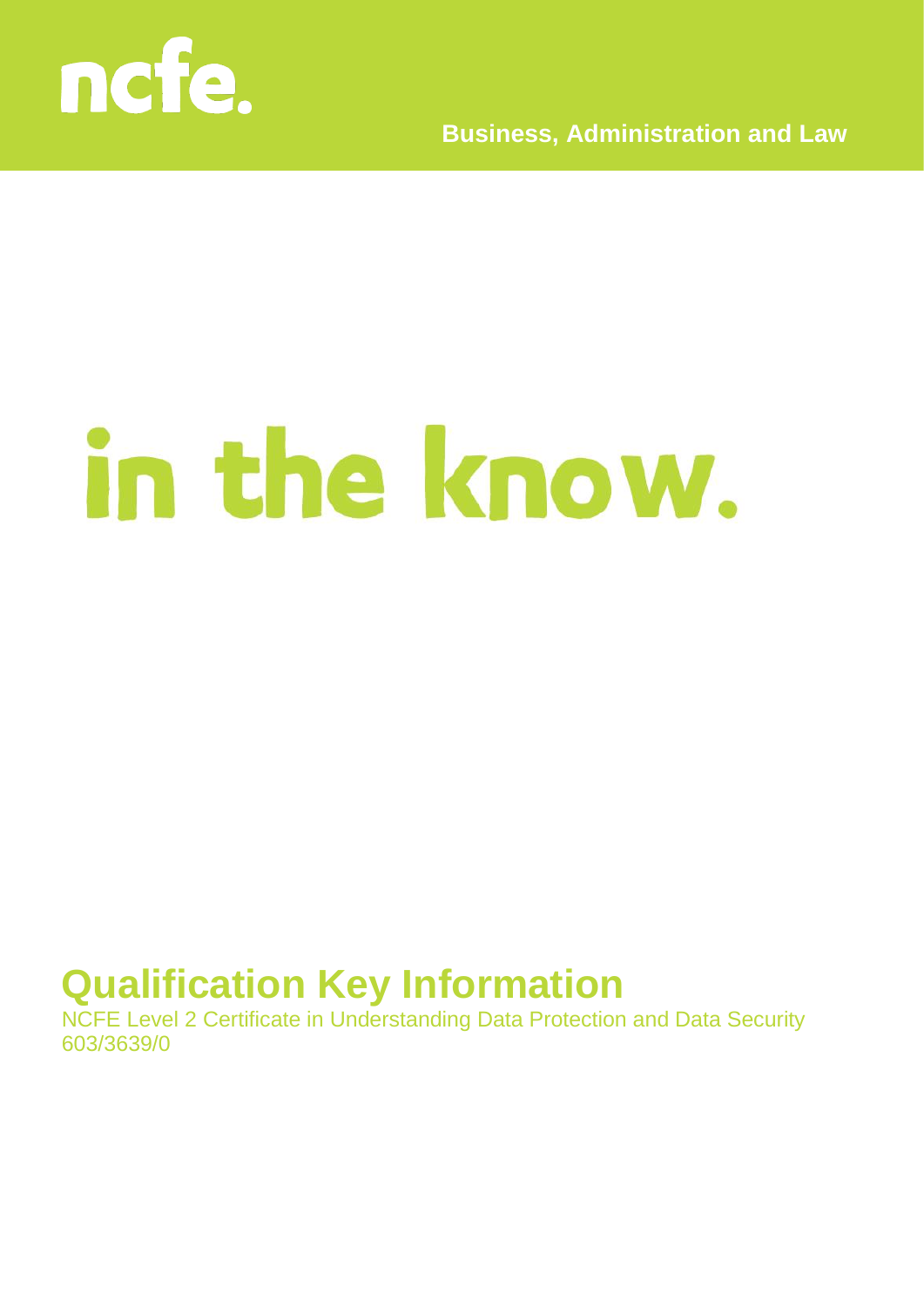ncfe.

Business, Administration and Law

in the know.

# Qualification Key Information

NCFE Level 2 Certificate in Understanding Data Protection and Data Security
603/3639/0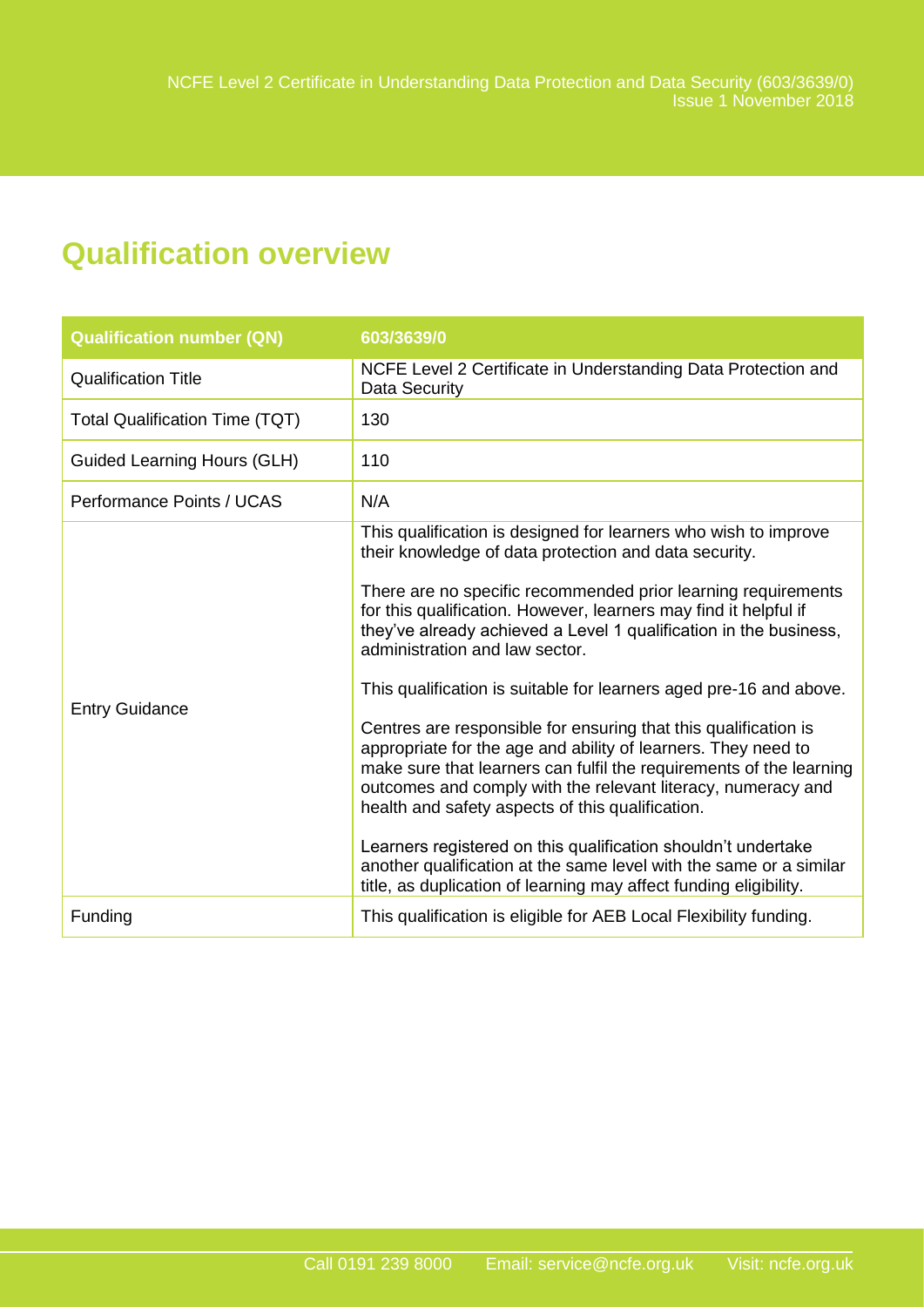# Qualification overview

| Qualification number (QN) | 603/3639/0 |
|---|---|
| Qualification Title | NCFE Level 2 Certificate in Understanding Data Protection and Data Security |
| Total Qualification Time (TQT) | 130 |
| Guided Learning Hours (GLH) | 110 |
| Performance Points / UCAS | N/A |
| Entry Guidance | This qualification is designed for learners who wish to improve their knowledge of data protection and data security.<br><br>There are no specific recommended prior learning requirements for this qualification. However, learners may find it helpful if they've already achieved a Level 1 qualification in the business, administration and law sector.<br><br>This qualification is suitable for learners aged pre-16 and above.<br><br>Centres are responsible for ensuring that this qualification is appropriate for the age and ability of learners. They need to make sure that learners can fulfil the requirements of the learning outcomes and comply with the relevant literacy, numeracy and health and safety aspects of this qualification.<br><br>Learners registered on this qualification shouldn't undertake another qualification at the same level with the same or a similar title, as duplication of learning may affect funding eligibility. |
| Funding | This qualification is eligible for AEB Local Flexibility funding. |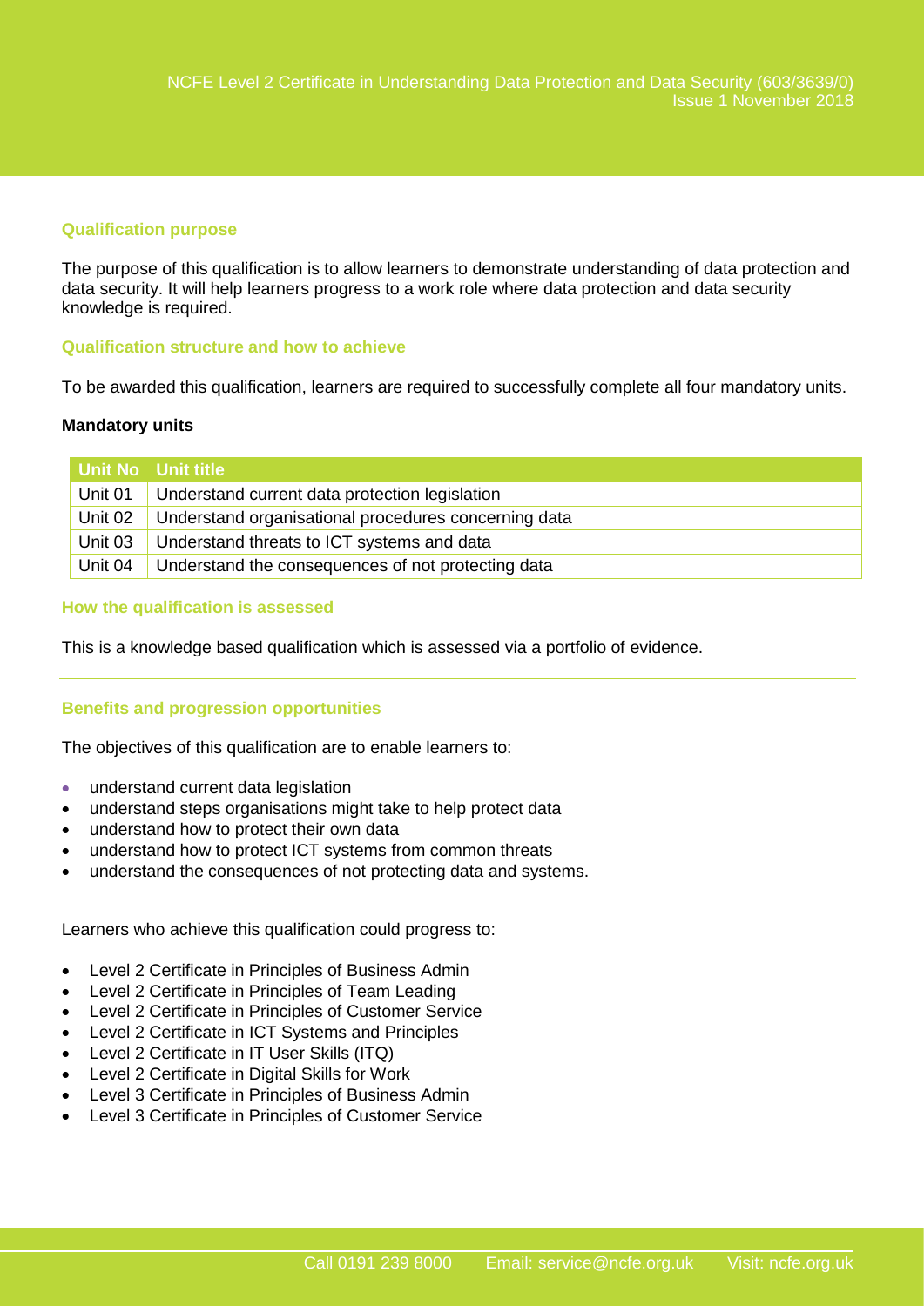NCFE Level 2 Certificate in Understanding Data Protection and Data Security (603/3639/0)
Issue 1 November 2018

## Qualification purpose

The purpose of this qualification is to allow learners to demonstrate understanding of data protection and data security. It will help learners progress to a work role where data protection and data security knowledge is required.

## Qualification structure and how to achieve

To be awarded this qualification, learners are required to successfully complete all four mandatory units.

**Mandatory units**

| Unit No | Unit title |
|---|---|
| Unit 01 | Understand current data protection legislation |
| Unit 02 | Understand organisational procedures concerning data |
| Unit 03 | Understand threats to ICT systems and data |
| Unit 04 | Understand the consequences of not protecting data |

## How the qualification is assessed

This is a knowledge based qualification which is assessed via a portfolio of evidence.

## Benefits and progression opportunities

The objectives of this qualification are to enable learners to:

- understand current data legislation
- understand steps organisations might take to help protect data
- understand how to protect their own data
- understand how to protect ICT systems from common threats
- understand the consequences of not protecting data and systems.

Learners who achieve this qualification could progress to:

- Level 2 Certificate in Principles of Business Admin
- Level 2 Certificate in Principles of Team Leading
- Level 2 Certificate in Principles of Customer Service
- Level 2 Certificate in ICT Systems and Principles
- Level 2 Certificate in IT User Skills (ITQ)
- Level 2 Certificate in Digital Skills for Work
- Level 3 Certificate in Principles of Business Admin
- Level 3 Certificate in Principles of Customer Service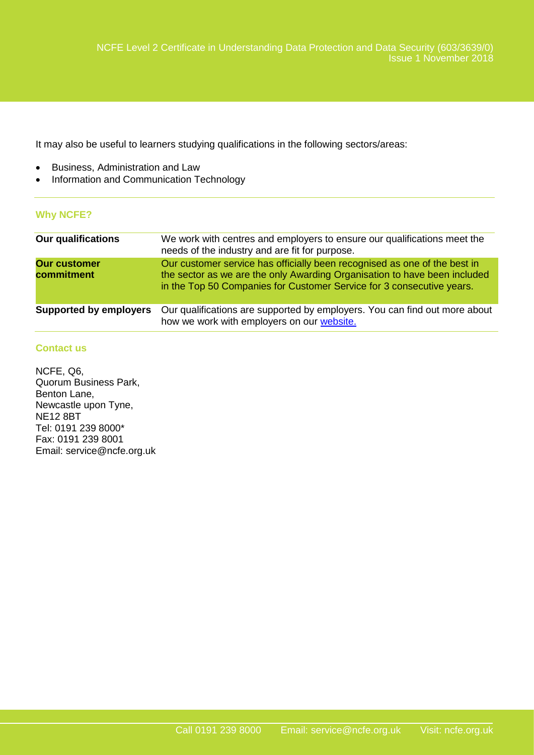It may also be useful to learners studying qualifications in the following sectors/areas:

- Business, Administration and Law
- Information and Communication Technology

## Why NCFE?

| | |
|---|---|
| **Our qualifications** | We work with centres and employers to ensure our qualifications meet the needs of the industry and are fit for purpose. |
| **Our customer commitment** | Our customer service has officially been recognised as one of the best in the sector as we are the only Awarding Organisation to have been included in the Top 50 Companies for Customer Service for 3 consecutive years. |
| **Supported by employers** | Our qualifications are supported by employers. You can find out more about how we work with employers on our website. |

## Contact us

NCFE, Q6,
Quorum Business Park,
Benton Lane,
Newcastle upon Tyne,
NE12 8BT
Tel: 0191 239 8000*
Fax: 0191 239 8001
Email: service@ncfe.org.uk